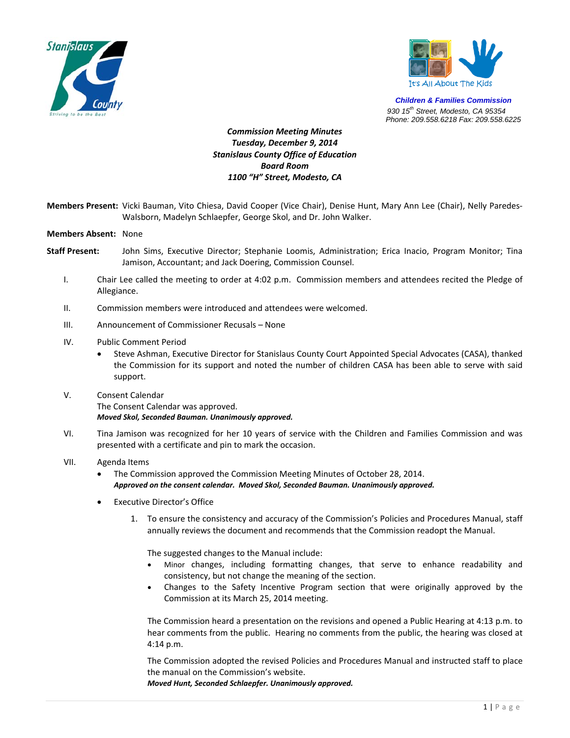Stanislaus County
Striving to be the Best

It's All About The Kids

**Children & Families Commission**
*930 15th Street, Modesto, CA 95354*
*Phone: 209.558.6218 Fax: 209.558.6225*

***Commission Meeting Minutes***
***Tuesday, December 9, 2014***
***Stanislaus County Office of Education***
***Board Room***
***1100 "H" Street, Modesto, CA***

**Members Present:** Vicki Bauman, Vito Chiesa, David Cooper (Vice Chair), Denise Hunt, Mary Ann Lee (Chair), Nelly Paredes-Walsborn, Madelyn Schlaepfer, George Skol, and Dr. John Walker.

**Members Absent:** None

**Staff Present:** John Sims, Executive Director; Stephanie Loomis, Administration; Erica Inacio, Program Monitor; Tina Jamison, Accountant; and Jack Doering, Commission Counsel.

I. Chair Lee called the meeting to order at 4:02 p.m. Commission members and attendees recited the Pledge of Allegiance.

II. Commission members were introduced and attendees were welcomed.

III. Announcement of Commissioner Recusals – None

IV. Public Comment Period
   - Steve Ashman, Executive Director for Stanislaus County Court Appointed Special Advocates (CASA), thanked the Commission for its support and noted the number of children CASA has been able to serve with said support.

V. Consent Calendar
   The Consent Calendar was approved.
   ***Moved Skol, Seconded Bauman. Unanimously approved.***

VI. Tina Jamison was recognized for her 10 years of service with the Children and Families Commission and was presented with a certificate and pin to mark the occasion.

VII. Agenda Items
   - The Commission approved the Commission Meeting Minutes of October 28, 2014.
     ***Approved on the consent calendar. Moved Skol, Seconded Bauman. Unanimously approved.***
   - Executive Director's Office
     1. To ensure the consistency and accuracy of the Commission's Policies and Procedures Manual, staff annually reviews the document and recommends that the Commission readopt the Manual.

        The suggested changes to the Manual include:
        - Minor changes, including formatting changes, that serve to enhance readability and consistency, but not change the meaning of the section.
        - Changes to the Safety Incentive Program section that were originally approved by the Commission at its March 25, 2014 meeting.

        The Commission heard a presentation on the revisions and opened a Public Hearing at 4:13 p.m. to hear comments from the public. Hearing no comments from the public, the hearing was closed at 4:14 p.m.

        The Commission adopted the revised Policies and Procedures Manual and instructed staff to place the manual on the Commission's website.
        ***Moved Hunt, Seconded Schlaepfer. Unanimously approved.***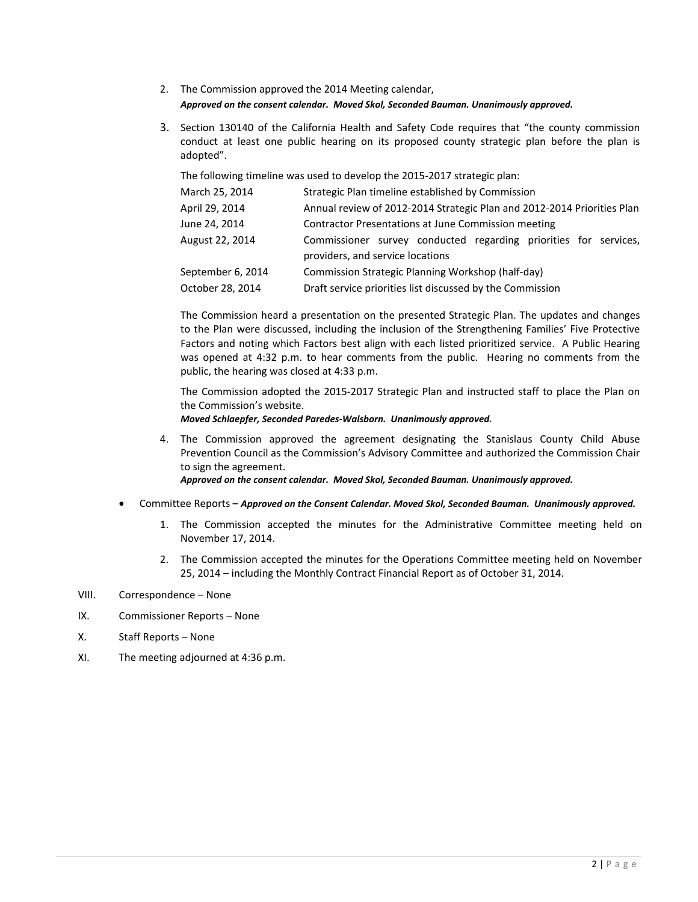2. The Commission approved the 2014 Meeting calendar,
   ***Approved on the consent calendar. Moved Skol, Seconded Bauman. Unanimously approved.***

3. Section 130140 of the California Health and Safety Code requires that "the county commission conduct at least one public hearing on its proposed county strategic plan before the plan is adopted".

   The following timeline was used to develop the 2015-2017 strategic plan:

   | | |
   |---|---|
   | March 25, 2014 | Strategic Plan timeline established by Commission |
   | April 29, 2014 | Annual review of 2012-2014 Strategic Plan and 2012-2014 Priorities Plan |
   | June 24, 2014 | Contractor Presentations at June Commission meeting |
   | August 22, 2014 | Commissioner survey conducted regarding priorities for services, providers, and service locations |
   | September 6, 2014 | Commission Strategic Planning Workshop (half-day) |
   | October 28, 2014 | Draft service priorities list discussed by the Commission |

   The Commission heard a presentation on the presented Strategic Plan. The updates and changes to the Plan were discussed, including the inclusion of the Strengthening Families' Five Protective Factors and noting which Factors best align with each listed prioritized service. A Public Hearing was opened at 4:32 p.m. to hear comments from the public. Hearing no comments from the public, the hearing was closed at 4:33 p.m.

   The Commission adopted the 2015-2017 Strategic Plan and instructed staff to place the Plan on the Commission's website.
   ***Moved Schlaepfer, Seconded Paredes-Walsborn. Unanimously approved.***

4. The Commission approved the agreement designating the Stanislaus County Child Abuse Prevention Council as the Commission's Advisory Committee and authorized the Commission Chair to sign the agreement.
   ***Approved on the consent calendar. Moved Skol, Seconded Bauman. Unanimously approved.***

- Committee Reports – ***Approved on the Consent Calendar. Moved Skol, Seconded Bauman. Unanimously approved.***

  1. The Commission accepted the minutes for the Administrative Committee meeting held on November 17, 2014.
  2. The Commission accepted the minutes for the Operations Committee meeting held on November 25, 2014 – including the Monthly Contract Financial Report as of October 31, 2014.

VIII. Correspondence – None

IX. Commissioner Reports – None

X. Staff Reports – None

XI. The meeting adjourned at 4:36 p.m.